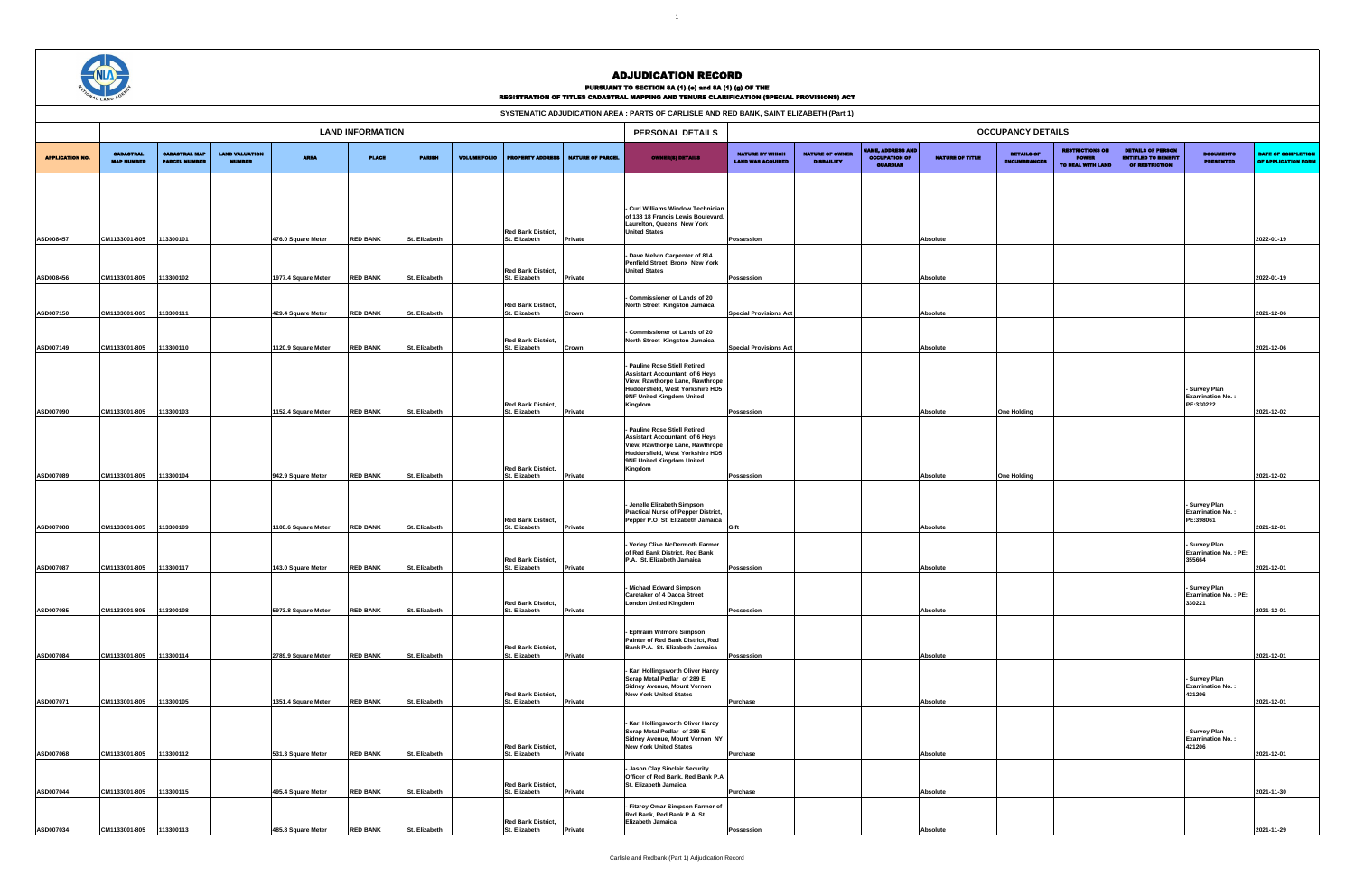# ADJUDICATION RECORD

PURSUANT TO SECTION 8A (1) (e) and 8A (1) (g) OF THE
REGISTRATION OF TITLES CADASTRAL MAPPING AND TENURE CLARIFICATION (SPECIAL PROVISIONS) ACT

SYSTEMATIC ADJUDICATION AREA : PARTS OF CARLISLE AND RED BANK, SAINT ELIZABETH (Part 1)

| | LAND INFORMATION | | | | | | | | | PERSONAL DETAILS | OCCUPANCY DETAILS | | | | | | | | |
|---|---|---|---|---|---|---|---|---|---|---|---|---|---|---|---|---|---|---|---|
| APPLICATION NO. | CADASTRAL MAP NUMBER | CADASTRAL MAP PARCEL NUMBER | LAND VALUATION NUMBER | AREA | PLACE | PARISH | VOLUME/FOLIO | PROPERTY ADDRESS | NATURE OF PARCEL | OWNER(S) DETAILS | NATURE BY WHICH LAND WAS ACQUIRED | NATURE OF OWNER DISABILITY | NAME, ADDRESS AND OCCUPATION OF GUARDIAN | NATURE OF TITLE | DETAILS OF ENCUMBRANCES | RESTRICTIONS ON POWER TO DEAL WITH LAND | DETAILS OF PERSON ENTITLED TO BENEFIT OF RESTRICTION | DOCUMENTS PRESENTED | DATE OF COMPLETION OF APPLICATION FORM |
| ASD008457 | CM1133001-805 | 113300101 | | 476.0 Square Meter | RED BANK | St. Elizabeth | | Red Bank District, St. Elizabeth | Private | - Curl Williams Window Technician of 138 18 Francis Lewis Boulevard, Laurelton, Queens New York United States | Possession | | | Absolute | | | | | 2022-01-19 |
| ASD008456 | CM1133001-805 | 113300102 | | 1977.4 Square Meter | RED BANK | St. Elizabeth | | Red Bank District, St. Elizabeth | Private | - Dave Melvin Carpenter of 814 Penfield Street, Bronx New York United States | Possession | | | Absolute | | | | | 2022-01-19 |
| ASD007150 | CM1133001-805 | 113300111 | | 429.4 Square Meter | RED BANK | St. Elizabeth | | Red Bank District, St. Elizabeth | Crown | - Commissioner of Lands of 20 North Street Kingston Jamaica | Special Provisions Act | | | Absolute | | | | | 2021-12-06 |
| ASD007149 | CM1133001-805 | 113300110 | | 1120.9 Square Meter | RED BANK | St. Elizabeth | | Red Bank District, St. Elizabeth | Crown | - Commissioner of Lands of 20 North Street Kingston Jamaica | Special Provisions Act | | | Absolute | | | | | 2021-12-06 |
| ASD007090 | CM1133001-805 | 113300103 | | 1152.4 Square Meter | RED BANK | St. Elizabeth | | Red Bank District, St. Elizabeth | Private | - Pauline Rose Stiell Retired Assistant Accountant of 6 Heys View, Rawthorpe Lane, Rawthrope Huddersfield, West Yorkshire HD5 9NF United Kingdom United Kingdom | Possession | | | Absolute | One Holding | | | - Survey Plan Examination No. : PE:330222 | 2021-12-02 |
| ASD007089 | CM1133001-805 | 113300104 | | 942.9 Square Meter | RED BANK | St. Elizabeth | | Red Bank District, St. Elizabeth | Private | - Pauline Rose Stiell Retired Assistant Accountant of 6 Heys View, Rawthorpe Lane, Rawthrope Huddersfield, West Yorkshire HD5 9NF United Kingdom United Kingdom | Possession | | | Absolute | One Holding | | | | 2021-12-02 |
| ASD007088 | CM1133001-805 | 113300109 | | 1108.6 Square Meter | RED BANK | St. Elizabeth | | Red Bank District, St. Elizabeth | Private | - Jenelle Elizabeth Simpson Practical Nurse of Pepper District, Pepper P.O St. Elizabeth Jamaica | Gift | | | Absolute | | | | - Survey Plan Examination No. : PE:398061 | 2021-12-01 |
| ASD007087 | CM1133001-805 | 113300117 | | 143.0 Square Meter | RED BANK | St. Elizabeth | | Red Bank District, St. Elizabeth | Private | - Verley Clive McDermoth Farmer of Red Bank District, Red Bank P.A. St. Elizabeth Jamaica | Possession | | | Absolute | | | | - Survey Plan Examination No. : PE: 355664 | 2021-12-01 |
| ASD007085 | CM1133001-805 | 113300108 | | 5973.8 Square Meter | RED BANK | St. Elizabeth | | Red Bank District, St. Elizabeth | Private | - Michael Edward Simpson Caretaker of 4 Dacca Street London United Kingdom | Possession | | | Absolute | | | | - Survey Plan Examination No. : PE: 330221 | 2021-12-01 |
| ASD007084 | CM1133001-805 | 113300114 | | 2789.9 Square Meter | RED BANK | St. Elizabeth | | Red Bank District, St. Elizabeth | Private | - Ephraim Wilmore Simpson Painter of Red Bank District, Red Bank P.A. St. Elizabeth Jamaica | Possession | | | Absolute | | | | | 2021-12-01 |
| ASD007071 | CM1133001-805 | 113300105 | | 1351.4 Square Meter | RED BANK | St. Elizabeth | | Red Bank District, St. Elizabeth | Private | - Karl Hollingsworth Oliver Hardy Scrap Metal Pedlar of 289 E Sidney Avenue, Mount Vernon New York United States | Purchase | | | Absolute | | | | - Survey Plan Examination No. : 421206 | 2021-12-01 |
| ASD007068 | CM1133001-805 | 113300112 | | 531.3 Square Meter | RED BANK | St. Elizabeth | | Red Bank District, St. Elizabeth | Private | - Karl Hollingsworth Oliver Hardy Scrap Metal Pedlar of 289 E Sidney Avenue, Mount Vernon NY New York United States | Purchase | | | Absolute | | | | - Survey Plan Examination No. : 421206 | 2021-12-01 |
| ASD007044 | CM1133001-805 | 113300115 | | 495.4 Square Meter | RED BANK | St. Elizabeth | | Red Bank District, St. Elizabeth | Private | - Jason Clay Sinclair Security Officer of Red Bank, Red Bank P.A St. Elizabeth Jamaica | Purchase | | | Absolute | | | | | 2021-11-30 |
| ASD007034 | CM1133001-805 | 113300113 | | 485.8 Square Meter | RED BANK | St. Elizabeth | | Red Bank District, St. Elizabeth | Private | - Fitzroy Omar Simpson Farmer of Red Bank, Red Bank P.A St. Elizabeth Jamaica | Possession | | | Absolute | | | | | 2021-11-29 |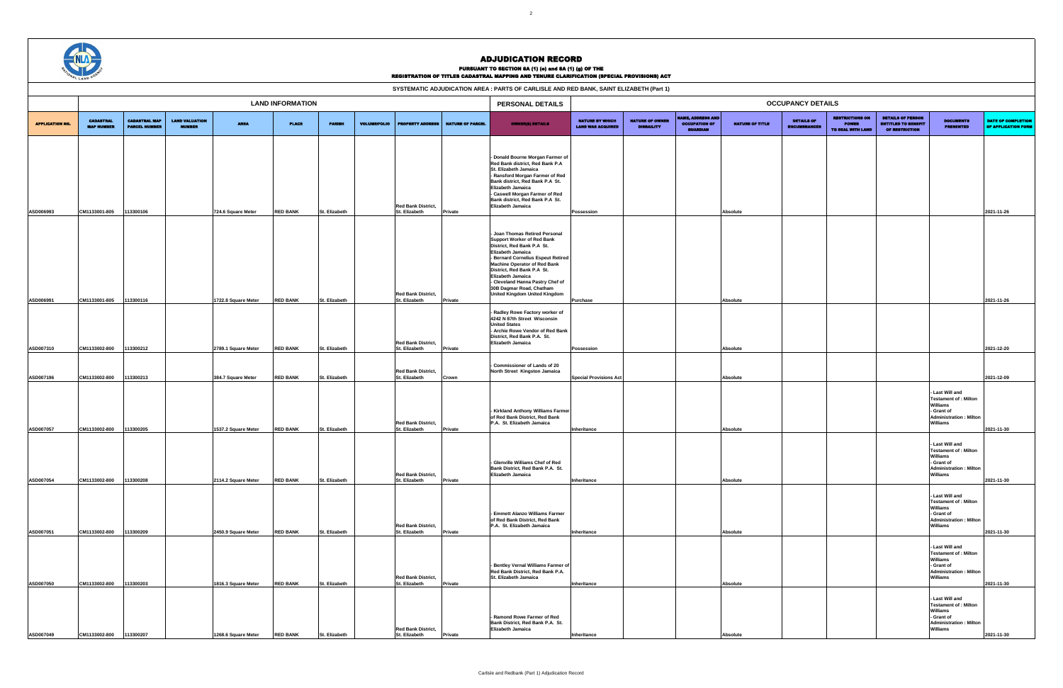# ADJUDICATION RECORD

**PURSUANT TO SECTION 8A (1) (e) and 8A (1) (g) OF THE REGISTRATION OF TITLES CADASTRAL MAPPING AND TENURE CLARIFICATION (SPECIAL PROVISIONS) ACT**

**SYSTEMATIC ADJUDICATION AREA : PARTS OF CARLISLE AND RED BANK, SAINT ELIZABETH (Part 1)**

| | LAND INFORMATION | | | | | | | | | PERSONAL DETAILS | OCCUPANCY DETAILS | | | | | | | | |
|---|---|---|---|---|---|---|---|---|---|---|---|---|---|---|---|---|---|---|---|
| APPLICATION NO. | CADASTRAL MAP NUMBER | CADASTRAL MAP PARCEL NUMBER | LAND VALUATION NUMBER | AREA | PLACE | PARISH | VOLUME/FOLIO | PROPERTY ADDRESS | NATURE OF PARCEL | OWNER(S) DETAILS | NATURE BY WHICH LAND WAS ACQUIRED | NATURE OF OWNER DISBAILITY | NAME, ADDRESS AND OCCUPATION OF GUARDIAN | NATURE OF TITLE | DETAILS OF ENCUMBRANCES | RESTRICTIONS ON POWER TO DEAL WITH LAND | DETAILS OF PERSON ENTITLED TO BENEFIT OF RESTRICTION | DOCUMENTS PRESENTED | DATE OF COMPLETION OF APPLICATION FORM |
| ASD006993 | CM1133001-805 | 113300106 | | 724.6 Square Meter | RED BANK | St. Elizabeth | | Red Bank District, St. Elizabeth | Private | - Donald Bourne Morgan Farmer of Red Bank district, Red Bank P.A St. Elizabeth Jamaica<br>- Ransford Morgan Farmer of Red Bank district, Red Bank P.A St. Elizabeth Jamaica<br>- Caswell Morgan Farmer of Red Bank district, Red Bank P.A St. Elizabeth Jamaica | Possession | | | Absolute | | | | | 2021-11-26 |
| ASD006991 | CM1133001-805 | 113300116 | | 1722.8 Square Meter | RED BANK | St. Elizabeth | | Red Bank District, St. Elizabeth | Private | - Joan Thomas Retired Personal Support Worker of Red Bank District, Red Bank P.A St. Elizabeth Jamaica<br>- Bernard Cornelius Espeut Retired Machine Operator of Red Bank District, Red Bank P.A St. Elizabeth Jamaica<br>- Cleveland Hanna Pastry Chef of 30B Dagmar Road, Chatham United Kingdom United Kingdom | Purchase | | | Absolute | | | | | 2021-11-26 |
| ASD007310 | CM1133002-800 | 113300212 | | 2789.1 Square Meter | RED BANK | St. Elizabeth | | Red Bank District, St. Elizabeth | Private | - Radley Rowe Factory worker of 4242 N 87th Street Wisconsin United States<br>- Archie Rowe Vendor of Red Bank District, Red Bank P.A. St. Elizabeth Jamaica | Possession | | | Absolute | | | | | 2021-12-20 |
| ASD007196 | CM1133002-800 | 113300213 | | 384.7 Square Meter | RED BANK | St. Elizabeth | | Red Bank District, St. Elizabeth | Crown | - Commissioner of Lands of 20 North Street Kingston Jamaica | Special Provisions Act | | | Absolute | | | | | 2021-12-09 |
| ASD007057 | CM1133002-800 | 113300205 | | 1537.2 Square Meter | RED BANK | St. Elizabeth | | Red Bank District, St. Elizabeth | Private | - Kirkland Anthony Williams Farmer of Red Bank District, Red Bank P.A. St. Elizabeth Jamaica | Inheritance | | | Absolute | | | | - Last Will and Testament of : Milton Williams<br>- Grant of Administration : Milton Williams | 2021-11-30 |
| ASD007054 | CM1133002-800 | 113300208 | | 2114.2 Square Meter | RED BANK | St. Elizabeth | | Red Bank District, St. Elizabeth | Private | - Glenville Williams Chef of Red Bank District, Red Bank P.A. St. Elizabeth Jamaica | Inheritance | | | Absolute | | | | - Last Will and Testament of : Milton Williams<br>- Grant of Administration : Milton Williams | 2021-11-30 |
| ASD007051 | CM1133002-800 | 113300209 | | 2450.9 Square Meter | RED BANK | St. Elizabeth | | Red Bank District, St. Elizabeth | Private | - Emmett Alanzo Williams Farmer of Red Bank District, Red Bank P.A. St. Elizabeth Jamaica | Inheritance | | | Absolute | | | | - Last Will and Testament of : Milton Williams<br>- Grant of Administration : Milton Williams | 2021-11-30 |
| ASD007050 | CM1133002-800 | 113300203 | | 1816.3 Square Meter | RED BANK | St. Elizabeth | | Red Bank District, St. Elizabeth | Private | - Bentley Vernal Williams Farmer of Red Bank District, Red Bank P.A. St. Elizabeth Jamaica | Inheritance | | | Absolute | | | | - Last Will and Testament of : Milton Williams<br>- Grant of Administration : Milton Williams | 2021-11-30 |
| ASD007049 | CM1133002-800 | 113300207 | | 1268.6 Square Meter | RED BANK | St. Elizabeth | | Red Bank District, St. Elizabeth | Private | - Ramond Rowe Farmer of Red Bank District, Red Bank P.A. St. Elizabeth Jamaica | Inheritance | | | Absolute | | | | - Last Will and Testament of : Milton Williams<br>- Grant of Administration : Milton Williams | 2021-11-30 |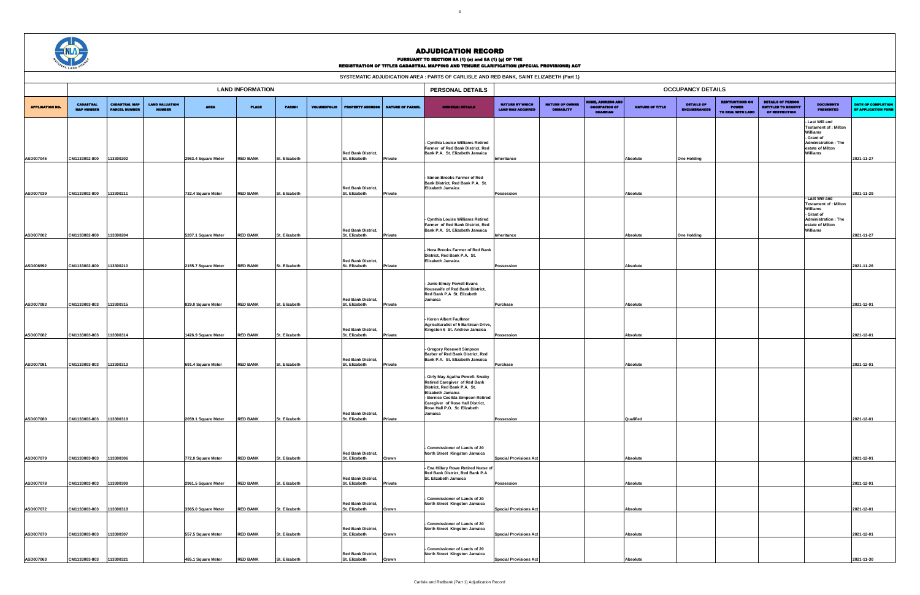# ADJUDICATION RECORD

PURSUANT TO SECTION 8A (1) (e) and 8A (1) (g) OF THE
REGISTRATION OF TITLES CADASTRAL MAPPING AND TENURE CLARIFICATION (SPECIAL PROVISIONS) ACT

SYSTEMATIC ADJUDICATION AREA : PARTS OF CARLISLE AND RED BANK, SAINT ELIZABETH (Part 1)

| | LAND INFORMATION | | | | | | | | | PERSONAL DETAILS | OCCUPANCY DETAILS | | | | | | | | |
|---|---|---|---|---|---|---|---|---|---|---|---|---|---|---|---|---|---|---|---|
| APPLICATION NO. | CADASTRAL MAP NUMBER | CADASTRAL MAP PARCEL NUMBER | LAND VALUATION NUMBER | AREA | PLACE | PARISH | VOLUME/FOLIO | PROPERTY ADDRESS | NATURE OF PARCEL | OWNER(S) DETAILS | NATURE BY WHICH LAND WAS ACQUIRED | NATURE OF OWNER DISBAILITY | NAME, ADDRESS AND OCCUPATION OF GUARDIAN | NATURE OF TITLE | DETAILS OF ENCUMBRANCES | RESTRICTIONS ON POWER TO DEAL WITH LAND | DETAILS OF PERSON ENTITLED TO BENEFIT OF RESTRICTION | DOCUMENTS PRESENTED | DATE OF COMPLETION OF APPLICATION FORM |
| ASD007045 | CM1133002-800 | 113300202 | | 2963.4 Square Meter | RED BANK | St. Elizabeth | | Red Bank District, St. Elizabeth | Private | - Cynthia Louise Williams Retired Farmer of Red Bank District, Red Bank P.A. St. Elizabeth Jamaica | Inheritance | | | Absolute | One Holding | | | - Last Will and Testament of : Milton Williams<br>- Grant of Administration : The estate of Milton Williams | 2021-11-27 |
| ASD007039 | CM1133002-800 | 113300211 | | 732.4 Square Meter | RED BANK | St. Elizabeth | | Red Bank District, St. Elizabeth | Private | - Simon Brooks Farmer of Red Bank District, Red Bank P.A. St. Elizabeth Jamaica | Possession | | | Absolute | | | | | 2021-11-29 |
| ASD007002 | CM1133002-800 | 113300204 | | 5207.1 Square Meter | RED BANK | St. Elizabeth | | Red Bank District, St. Elizabeth | Private | - Cynthia Louise Williams Retired Farmer of Red Bank District, Red Bank P.A. St. Elizabeth Jamaica | Inheritance | | | Absolute | One Holding | | | - Last Will and Testament of : Milton Williams<br>- Grant of Administration : The estate of Milton Williams | 2021-11-27 |
| ASD006992 | CM1133002-800 | 113300210 | | 2155.7 Square Meter | RED BANK | St. Elizabeth | | Red Bank District, St. Elizabeth | Private | - Nora Brooks Farmer of Red Bank District, Red Bank P.A. St. Elizabeth Jamaica | Possession | | | Absolute | | | | | 2021-11-26 |
| ASD007083 | CM1133003-803 | 113300315 | | 829.0 Square Meter | RED BANK | St. Elizabeth | | Red Bank District, St. Elizabeth | Private | - Junie Elmay Powell-Evans Housewife of Red Bank District, Red Bank P.A St. Elizabeth Jamaica | Purchase | | | Absolute | | | | | 2021-12-01 |
| ASD007082 | CM1133003-803 | 113300314 | | 1426.9 Square Meter | RED BANK | St. Elizabeth | | Red Bank District, St. Elizabeth | Private | - Keron Albert Faulknor Agriculturalist of 5 Barbican Drive, Kingston 6 St. Andrew Jamaica | Possession | | | Absolute | | | | | 2021-12-01 |
| ASD007081 | CM1133003-803 | 113300313 | | 691.4 Square Meter | RED BANK | St. Elizabeth | | Red Bank District, St. Elizabeth | Private | - Gregory Rosevelt Simpson Barber of Red Bank District, Red Bank P.A. St. Elizabeth Jamaica | Purchase | | | Absolute | | | | | 2021-12-01 |
| ASD007080 | CM1133003-803 | 113300319 | | 2059.1 Square Meter | RED BANK | St. Elizabeth | | Red Bank District, St. Elizabeth | Private | - Girly May Agatha Powell- Swaby Retired Caregiver of Red Bank District, Red Bank P.A. St. Elizabeth Jamaica<br>- Bernice Cecilda Simpson Retired Caregiver of Rose Hall District, Rose Hall P.O. St. Elizabeth Jamaica | Possession | | | Qualified | | | | | 2021-12-01 |
| ASD007079 | CM1133003-803 | 113300306 | | 772.0 Square Meter | RED BANK | St. Elizabeth | | Red Bank District, St. Elizabeth | Crown | - Commissioner of Lands of 20 North Street Kingston Jamaica | Special Provisions Act | | | Absolute | | | | | 2021-12-01 |
| ASD007078 | CM1133003-803 | 113300309 | | 2961.5 Square Meter | RED BANK | St. Elizabeth | | Red Bank District, St. Elizabeth | Private | - Ena Hillary Rowe Retired Nurse of Red Bank District, Red Bank P.A St. Elizabeth Jamaica | Possession | | | Absolute | | | | | 2021-12-01 |
| ASD007072 | CM1133003-803 | 113300318 | | 3365.0 Square Meter | RED BANK | St. Elizabeth | | Red Bank District, St. Elizabeth | Crown | - Commissioner of Lands of 20 North Street Kingston Jamaica | Special Provisions Act | | | Absolute | | | | | 2021-12-01 |
| ASD007070 | CM1133003-803 | 113300307 | | 557.5 Square Meter | RED BANK | St. Elizabeth | | Red Bank District, St. Elizabeth | Crown | - Commissioner of Lands of 20 North Street Kingston Jamaica | Special Provisions Act | | | Absolute | | | | | 2021-12-01 |
| ASD007063 | CM1133003-803 | 113300321 | | 485.1 Square Meter | RED BANK | St. Elizabeth | | Red Bank District, St. Elizabeth | Crown | - Commissioner of Lands of 20 North Street Kingston Jamaica | Special Provisions Act | | | Absolute | | | | | 2021-11-30 |

Carlisle and Redbank (Part 1) Adjudication Record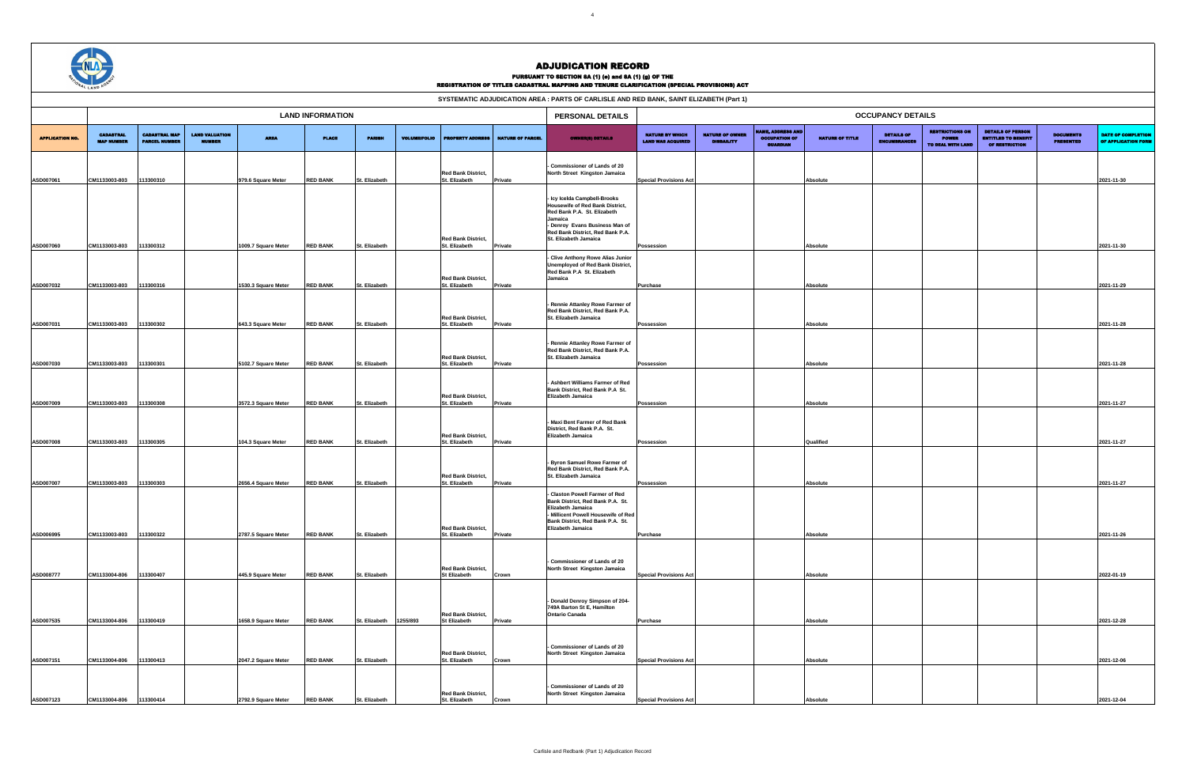# ADJUDICATION RECORD

PURSUANT TO SECTION 8A (1) (e) and 8A (1) (g) OF THE
REGISTRATION OF TITLES CADASTRAL MAPPING AND TENURE CLARIFICATION (SPECIAL PROVISIONS) ACT

SYSTEMATIC ADJUDICATION AREA : PARTS OF CARLISLE AND RED BANK, SAINT ELIZABETH (Part 1)

| LAND INFORMATION | | | | | | | | | | PERSONAL DETAILS | OCCUPANCY DETAILS | | | | | | | | |
|---|---|---|---|---|---|---|---|---|---|---|---|---|---|---|---|---|---|---|---|
| APPLICATION NO. | CADASTRAL MAP NUMBER | CADASTRAL MAP PARCEL NUMBER | LAND VALUATION NUMBER | AREA | PLACE | PARISH | VOLUME/FOLIO | PROPERTY ADDRESS | NATURE OF PARCEL | OWNER(S) DETAILS | NATURE BY WHICH LAND WAS ACQUIRED | NATURE OF OWNER DISBAILITY | NAME, ADDRESS AND OCCUPATION OF GUARDIAN | NATURE OF TITLE | DETAILS OF ENCUMBRANCES | RESTRICTIONS ON POWER TO DEAL WITH LAND | DETAILS OF PERSON ENTITLED TO BENEFIT OF RESTRICTION | DOCUMENTS PRESENTED | DATE OF COMPLETION OF APPLICATION FORM |
| ASD007061 | CM1133003-803 | 113300310 | | 979.6 Square Meter | RED BANK | St. Elizabeth | | Red Bank District, St. Elizabeth | Private | - Commissioner of Lands of 20 North Street Kingston Jamaica | Special Provisions Act | | | Absolute | | | | | 2021-11-30 |
| ASD007060 | CM1133003-803 | 113300312 | | 1009.7 Square Meter | RED BANK | St. Elizabeth | | Red Bank District, St. Elizabeth | Private | - Icy Icelda Campbell-Brooks Housewife of Red Bank District, Red Bank P.A. St. Elizabeth Jamaica<br>- Denroy Evans Business Man of Red Bank District, Red Bank P.A. St. Elizabeth Jamaica | Possession | | | Absolute | | | | | 2021-11-30 |
| ASD007032 | CM1133003-803 | 113300316 | | 1530.3 Square Meter | RED BANK | St. Elizabeth | | Red Bank District, St. Elizabeth | Private | - Clive Anthony Rowe Alias Junior Unemployed of Red Bank District, Red Bank P.A St. Elizabeth Jamaica | Purchase | | | Absolute | | | | | 2021-11-29 |
| ASD007031 | CM1133003-803 | 113300302 | | 643.3 Square Meter | RED BANK | St. Elizabeth | | Red Bank District, St. Elizabeth | Private | - Rennie Attanley Rowe Farmer of Red Bank District, Red Bank P.A. St. Elizabeth Jamaica | Possession | | | Absolute | | | | | 2021-11-28 |
| ASD007030 | CM1133003-803 | 113300301 | | 5102.7 Square Meter | RED BANK | St. Elizabeth | | Red Bank District, St. Elizabeth | Private | - Rennie Attanley Rowe Farmer of Red Bank District, Red Bank P.A. St. Elizabeth Jamaica | Possession | | | Absolute | | | | | 2021-11-28 |
| ASD007009 | CM1133003-803 | 113300308 | | 3572.3 Square Meter | RED BANK | St. Elizabeth | | Red Bank District, St. Elizabeth | Private | - Ashbert Williams Farmer of Red Bank District, Red Bank P.A St. Elizabeth Jamaica | Possession | | | Absolute | | | | | 2021-11-27 |
| ASD007008 | CM1133003-803 | 113300305 | | 104.3 Square Meter | RED BANK | St. Elizabeth | | Red Bank District, St. Elizabeth | Private | - Maxi Bent Farmer of Red Bank District, Red Bank P.A. St. Elizabeth Jamaica | Possession | | | Qualified | | | | | 2021-11-27 |
| ASD007007 | CM1133003-803 | 113300303 | | 2656.4 Square Meter | RED BANK | St. Elizabeth | | Red Bank District, St. Elizabeth | Private | - Byron Samuel Rowe Farmer of Red Bank District, Red Bank P.A. St. Elizabeth Jamaica | Possession | | | Absolute | | | | | 2021-11-27 |
| ASD006995 | CM1133003-803 | 113300322 | | 2787.5 Square Meter | RED BANK | St. Elizabeth | | Red Bank District, St. Elizabeth | Private | - Claston Powell Farmer of Red Bank District, Red Bank P.A. St. Elizabeth Jamaica<br>- Millicent Powell Housewife of Red Bank District, Red Bank P.A. St. Elizabeth Jamaica | Purchase | | | Absolute | | | | | 2021-11-26 |
| ASD008777 | CM1133004-806 | 113300407 | | 445.9 Square Meter | RED BANK | St. Elizabeth | | Red Bank District, St Elizabeth | Crown | - Commissioner of Lands of 20 North Street Kingston Jamaica | Special Provisions Act | | | Absolute | | | | | 2022-01-19 |
| ASD007535 | CM1133004-806 | 113300419 | | 1658.9 Square Meter | RED BANK | St. Elizabeth | 1255/893 | Red Bank District, St Elizabeth | Private | - Donald Denroy Simpson of 204-749A Barton St E, Hamilton Ontario Canada | Purchase | | | Absolute | | | | | 2021-12-28 |
| ASD007151 | CM1133004-806 | 113300413 | | 2047.2 Square Meter | RED BANK | St. Elizabeth | | Red Bank District, St. Elizabeth | Crown | - Commissioner of Lands of 20 North Street Kingston Jamaica | Special Provisions Act | | | Absolute | | | | | 2021-12-06 |
| ASD007123 | CM1133004-806 | 113300414 | | 2792.9 Square Meter | RED BANK | St. Elizabeth | | Red Bank District, St. Elizabeth | Crown | - Commissioner of Lands of 20 North Street Kingston Jamaica | Special Provisions Act | | | Absolute | | | | | 2021-12-04 |

Carlisle and Redbank (Part 1) Adjudication Record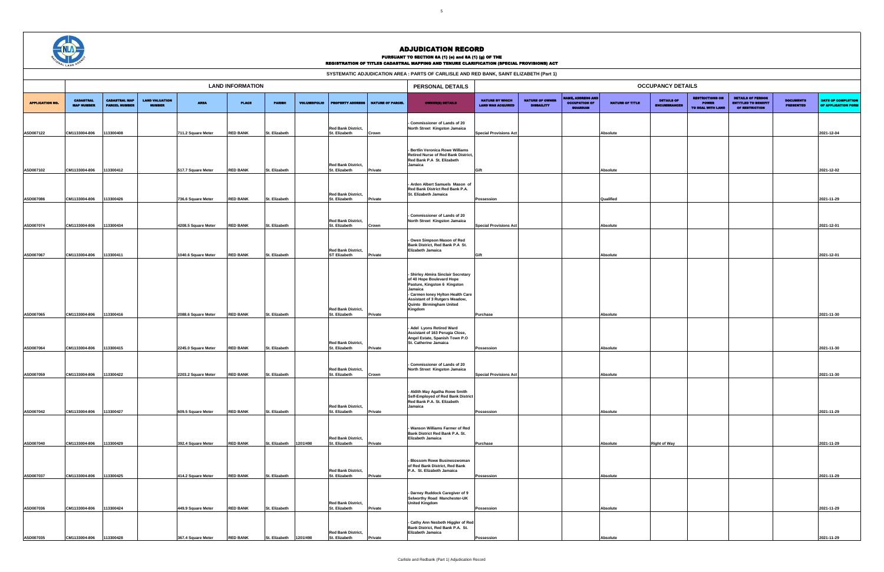# ADJUDICATION RECORD

PURSUANT TO SECTION 8A (1) (e) and 8A (1) (g) OF THE
REGISTRATION OF TITLES CADASTRAL MAPPING AND TENURE CLARIFICATION (SPECIAL PROVISIONS) ACT

SYSTEMATIC ADJUDICATION AREA : PARTS OF CARLISLE AND RED BANK, SAINT ELIZABETH (Part 1)

| | LAND INFORMATION | | | | | | | | | PERSONAL DETAILS | OCCUPANCY DETAILS | | | | | | | | |
|---|---|---|---|---|---|---|---|---|---|---|---|---|---|---|---|---|---|---|---|
| APPLICATION NO. | CADASTRAL MAP NUMBER | CADASTRAL MAP PARCEL NUMBER | LAND VALUATION NUMBER | AREA | PLACE | PARISH | VOLUME/FOLIO | PROPERTY ADDRESS | NATURE OF PARCEL | OWNER(S) DETAILS | NATURE BY WHICH LAND WAS ACQUIRED | NATURE OF OWNER DISABILITY | NAME, ADDRESS AND OCCUPATION OF GUARDIAN | NATURE OF TITLE | DETAILS OF ENCUMBRANCES | RESTRICTIONS ON POWER TO DEAL WITH LAND | DETAILS OF PERSON ENTITLED TO BENEFIT OF RESTRICTION | DOCUMENTS PRESENTED | DATE OF COMPLETION OF APPLICATION FORM |
| ASD007122 | CM1133004-806 | 113300408 | | 711.2 Square Meter | RED BANK | St. Elizabeth | | Red Bank District, St. Elizabeth | Crown | - Commissioner of Lands of 20 North Street Kingston Jamaica | Special Provisions Act | | | Absolute | | | | | 2021-12-04 |
| ASD007102 | CM1133004-806 | 113300412 | | 517.7 Square Meter | RED BANK | St. Elizabeth | | Red Bank District, St. Elizabeth | Private | - Bertlin Veronica Rowe Williams Retired Nurse of Red Bank District, Red Bank P.A St. Elizabeth Jamaica | Gift | | | Absolute | | | | | 2021-12-02 |
| ASD007086 | CM1133004-806 | 113300426 | | 736.6 Square Meter | RED BANK | St. Elizabeth | | Red Bank District, St. Elizabeth | Private | - Arden Albert Samuels Mason of Red Bank District Red Bank P.A. St. Elizabeth Jamaica | Possession | | | Qualified | | | | | 2021-11-29 |
| ASD007074 | CM1133004-806 | 113300434 | | 4208.5 Square Meter | RED BANK | St. Elizabeth | | Red Bank District, St. Elizabeth | Crown | - Commissioner of Lands of 20 North Street Kingston Jamaica | Special Provisions Act | | | Absolute | | | | | 2021-12-01 |
| ASD007067 | CM1133004-806 | 113300411 | | 1040.6 Square Meter | RED BANK | St. Elizabeth | | Red Bank District, ST Elizabeth | Private | - Owen Simpson Mason of Red Bank District, Red Bank P.A St. Elizabeth Jamaica | Gift | | | Absolute | | | | | 2021-12-01 |
| ASD007065 | CM1133004-806 | 113300416 | | 2088.6 Square Meter | RED BANK | St. Elizabeth | | Red Bank District, St. Elizabeth | Private | - Shirley Almira Sinclair Secretary of 40 Hope Boulevard Hope Pasture, Kingston 6 Kingston Jamaica<br>- Carmen Ioney Hylton Health Care Assistant of 3 Rutgers Meadow, Quinto Birmingham United Kingdom | Purchase | | | Absolute | | | | | 2021-11-30 |
| ASD007064 | CM1133004-806 | 113300415 | | 2245.0 Square Meter | RED BANK | St. Elizabeth | | Red Bank District, St. Elizabeth | Private | - Adel Lyons Retired Ward Assistant of 163 Perugia Close, Angel Estate, Spanish Town P.O St. Catherine Jamaica | Possession | | | Absolute | | | | | 2021-11-30 |
| ASD007059 | CM1133004-806 | 113300422 | | 2203.2 Square Meter | RED BANK | St. Elizabeth | | Red Bank District, St. Elizabeth | Crown | - Commissioner of Lands of 20 North Street Kingston Jamaica | Special Provisions Act | | | Absolute | | | | | 2021-11-30 |
| ASD007042 | CM1133004-806 | 113300427 | | 609.5 Square Meter | RED BANK | St. Elizabeth | | Red Bank District, St. Elizabeth | Private | - Aldith May Agatha Rowe Smith Self-Employed of Red Bank District Red Bank P.A. St. Elizabeth Jamaica | Possession | | | Absolute | | | | | 2021-11-29 |
| ASD007040 | CM1133004-806 | 113300429 | | 392.4 Square Meter | RED BANK | St. Elizabeth | 1201/490 | Red Bank District, St. Elizabeth | Private | - Wanson Williams Farmer of Red Bank District Red Bank P.A. St. Elizabeth Jamaica | Purchase | | | Absolute | Right of Way | | | | 2021-11-29 |
| ASD007037 | CM1133004-806 | 113300425 | | 414.2 Square Meter | RED BANK | St. Elizabeth | | Red Bank District, St. Elizabeth | Private | - Blossom Rowe Businesswoman of Red Bank District, Red Bank P.A. St. Elizabeth Jamaica | Possession | | | Absolute | | | | | 2021-11-29 |
| ASD007036 | CM1133004-806 | 113300424 | | 449.9 Square Meter | RED BANK | St. Elizabeth | | Red Bank District, St. Elizabeth | Private | - Darney Ruddock Caregiver of 9 Selworthy Road Manchester-UK United Kingdom | Possession | | | Absolute | | | | | 2021-11-29 |
| ASD007035 | CM1133004-806 | 113300428 | | 367.4 Square Meter | RED BANK | St. Elizabeth | 1201/490 | Red Bank District, St. Elizabeth | Private | - Cathy Ann Nesbeth Higgler of Red Bank District, Red Bank P.A. St. Elizabeth Jamaica | Possession | | | Absolute | | | | | 2021-11-29 |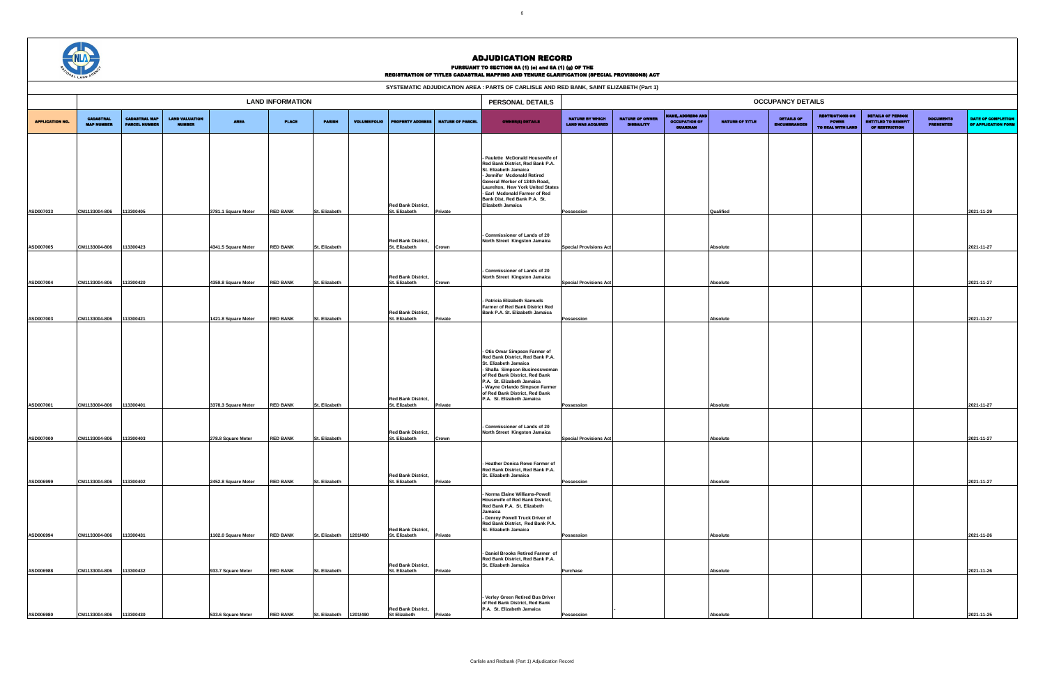# ADJUDICATION RECORD

PURSUANT TO SECTION 8A (1) (e) and 8A (1) (g) OF THE
REGISTRATION OF TITLES CADASTRAL MAPPING AND TENURE CLARIFICATION (SPECIAL PROVISIONS) ACT

SYSTEMATIC ADJUDICATION AREA : PARTS OF CARLISLE AND RED BANK, SAINT ELIZABETH (Part 1)

| LAND INFORMATION | | | | | | | | | | PERSONAL DETAILS | OCCUPANCY DETAILS | | | | | | | | | |
|---|---|---|---|---|---|---|---|---|---|---|---|---|---|---|---|---|---|---|---|---|
| APPLICATION NO. | CADASTRAL MAP NUMBER | CADASTRAL MAP PARCEL NUMBER | LAND VALUATION NUMBER | AREA | PLACE | PARISH | VOLUME/FOLIO | PROPERTY ADDRESS | NATURE OF PARCEL | OWNER(S) DETAILS | NATURE BY WHICH LAND WAS ACQUIRED | NATURE OF OWNER DISBAILITY | NAME, ADDRESS AND OCCUPATION OF GUARDIAN | NATURE OF TITLE | DETAILS OF ENCUMBRANCES | RESTRICTIONS ON POWER TO DEAL WITH LAND | DETAILS OF PERSON ENTITLED TO BENEFIT OF RESTRICTION | DOCUMENTS PRESENTED | DATE OF COMPLETION OF APPLICATION FORM |
| ASD007033 | CM1133004-806 | 113300405 | | 3781.1 Square Meter | RED BANK | St. Elizabeth | | Red Bank District, St. Elizabeth | Private | - Paulette McDonald Housewife of Red Bank District, Red Bank P.A. St. Elizabeth Jamaica<br>- Jennifer Mcdonald Retired General Worker of 134th Road, Laurelton, New York United States<br>- Earl Mcdonald Farmer of Red Bank Dist, Red Bank P.A. St. Elizabeth Jamaica | Possession | | | Qualified | | | | | 2021-11-29 |
| ASD007005 | CM1133004-806 | 113300423 | | 4341.5 Square Meter | RED BANK | St. Elizabeth | | Red Bank District, St. Elizabeth | Crown | - Commissioner of Lands of 20 North Street Kingston Jamaica | Special Provisions Act | | | Absolute | | | | | 2021-11-27 |
| ASD007004 | CM1133004-806 | 113300420 | | 4359.8 Square Meter | RED BANK | St. Elizabeth | | Red Bank District, St. Elizabeth | Crown | - Commissioner of Lands of 20 North Street Kingston Jamaica | Special Provisions Act | | | Absolute | | | | | 2021-11-27 |
| ASD007003 | CM1133004-806 | 113300421 | | 1421.8 Square Meter | RED BANK | St. Elizabeth | | Red Bank District, St. Elizabeth | Private | - Patricia Elizabeth Samuels Farmer of Red Bank District Red Bank P.A. St. Elizabeth Jamaica | Possession | | | Absolute | | | | | 2021-11-27 |
| ASD007001 | CM1133004-806 | 113300401 | | 3378.3 Square Meter | RED BANK | St. Elizabeth | | Red Bank District, St. Elizabeth | Private | - Otis Omar Simpson Farmer of Red Bank District, Red Bank P.A. St. Elizabeth Jamaica<br>- Shalla Simpson Businesswoman of Red Bank District, Red Bank P.A. St. Elizabeth Jamaica<br>- Wayne Orlando Simpson Farmer of Red Bank District, Red Bank P.A. St. Elizabeth Jamaica | Possession | | | Absolute | | | | | 2021-11-27 |
| ASD007000 | CM1133004-806 | 113300403 | | 278.8 Square Meter | RED BANK | St. Elizabeth | | Red Bank District, St. Elizabeth | Crown | - Commissioner of Lands of 20 North Street Kingston Jamaica | Special Provisions Act | | | Absolute | | | | | 2021-11-27 |
| ASD006999 | CM1133004-806 | 113300402 | | 2452.8 Square Meter | RED BANK | St. Elizabeth | | Red Bank District, St. Elizabeth | Private | - Heather Donica Rowe Farmer of Red Bank District, Red Bank P.A. St. Elizabeth Jamaica | Possession | | | Absolute | | | | | 2021-11-27 |
| ASD006994 | CM1133004-806 | 113300431 | | 1102.0 Square Meter | RED BANK | St. Elizabeth | 1201/490 | Red Bank District, St. Elizabeth | Private | - Norma Elaine Williams-Powell Housewife of Red Bank District, Red Bank P.A. St. Elizabeth Jamaica<br>- Denroy Powell Truck Driver of Red Bank District, Red Bank P.A. St. Elizabeth Jamaica | Possession | | | Absolute | | | | | 2021-11-26 |
| ASD006988 | CM1133004-806 | 113300432 | | 933.7 Square Meter | RED BANK | St. Elizabeth | | Red Bank District, St. Elizabeth | Private | - Daniel Brooks Retired Farmer of Red Bank District, Red Bank P.A. St. Elizabeth Jamaica | Purchase | | | Absolute | | | | | 2021-11-26 |
| ASD006980 | CM1133004-806 | 113300430 | | 533.6 Square Meter | RED BANK | St. Elizabeth | 1201/490 | Red Bank District, St Elizabeth | Private | - Verley Green Retired Bus Driver of Red Bank District, Red Bank P.A. St. Elizabeth Jamaica | Possession | - | | Absolute | | | | | 2021-11-25 |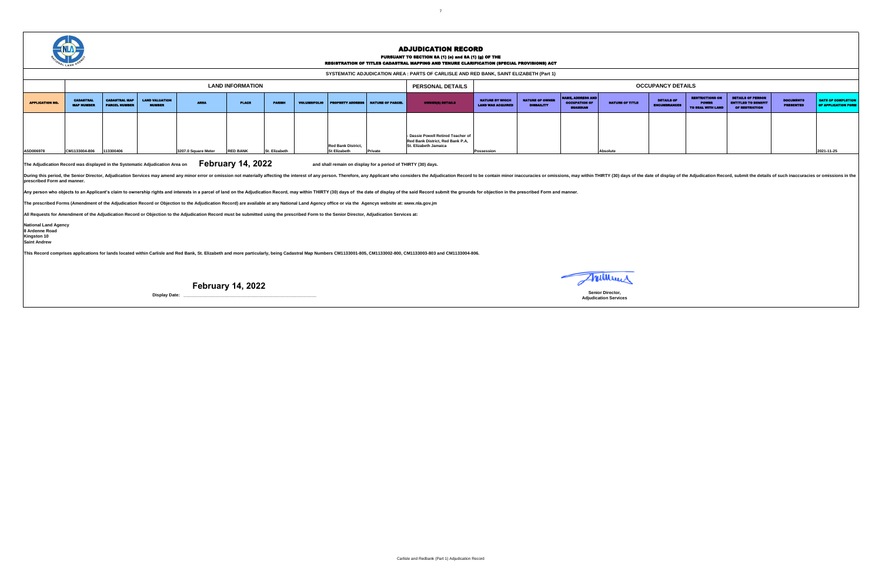# ADJUDICATION RECORD

**PURSUANT TO SECTION 8A (1) (e) and 8A (1) (g) OF THE REGISTRATION OF TITLES CADASTRAL MAPPING AND TENURE CLARIFICATION (SPECIAL PROVISIONS) ACT**

**SYSTEMATIC ADJUDICATION AREA : PARTS OF CARLISLE AND RED BANK, SAINT ELIZABETH (Part 1)**

| | LAND INFORMATION | | | | | | | | | PERSONAL DETAILS | OCCUPANCY DETAILS | | | | | | | | |
|---|---|---|---|---|---|---|---|---|---|---|---|---|---|---|---|---|---|---|---|
| APPLICATION NO. | CADASTRAL MAP NUMBER | CADASTRAL MAP PARCEL NUMBER | LAND VALUATION NUMBER | AREA | PLACE | PARISH | VOLUME/FOLIO | PROPERTY ADDRESS | NATURE OF PARCEL | OWNER(S) DETAILS | NATURE BY WHICH LAND WAS ACQUIRED | NATURE OF OWNER DISBAILITY | NAME, ADDRESS AND OCCUPATION OF GUARDIAN | NATURE OF TITLE | DETAILS OF ENCUMBRANCES | RESTRICTIONS ON POWER TO DEAL WITH LAND | DETAILS OF PERSON ENTITLED TO BENEFIT OF RESTRICTION | DOCUMENTS PRESENTED | DATE OF COMPLETION OF APPLICATION FORM |
| ASD006978 | CM1133004-806 | 113300406 | | 3207.0 Square Meter | RED BANK | St. Elizabeth | | Red Bank District, St Elizabeth | Private | - Dassie Powell Retired Teacher of Red Bank District, Red Bank P.A, St. Elizabeth Jamaica | Possession | | | Absolute | | | | | 2021-11-25 |

The Adjudication Record was displayed in the Systematic Adjudication Area on **February 14, 2022** and shall remain on display for a period of THIRTY (30) days.

During this period, the Senior Director, Adjudication Services may amend any minor error or omission not materially affecting the interest of any person. Therefore, any Applicant who considers the Adjudication Record to be contain minor inaccuracies or omissions, may within THIRTY (30) days of the date of display of the Adjudication Record, submit the details of such inaccuracies or omissions in the prescribed Form and manner.

Any person who objects to an Applicant's claim to ownership rights and interests in a parcel of land on the Adjudication Record, may within THIRTY (30) days of the date of display of the said Record submit the grounds for objection in the prescribed Form and manner.

The prescribed Forms (Amendment of the Adjudication Record or Objection to the Adjudication Record) are available at any National Land Agency office or via the Agencys website at: www.nla.gov.jm

All Requests for Amendment of the Adjudication Record or Objection to the Adjudication Record must be submitted using the prescribed Form to the Senior Director, Adjudication Services at:

National Land Agency
8 Ardenne Road
Kingston 10
Saint Andrew

This Record comprises applications for lands located within Carlisle and Red Bank, St. Elizabeth and more particularly, being Cadastral Map Numbers CM1133001-805, CM1133002-800, CM1133003-803 and CM1133004-806.

Display Date: **February 14, 2022**

Senior Director,
Adjudication Services

Carlisle and Redbank (Part 1) Adjudication Record